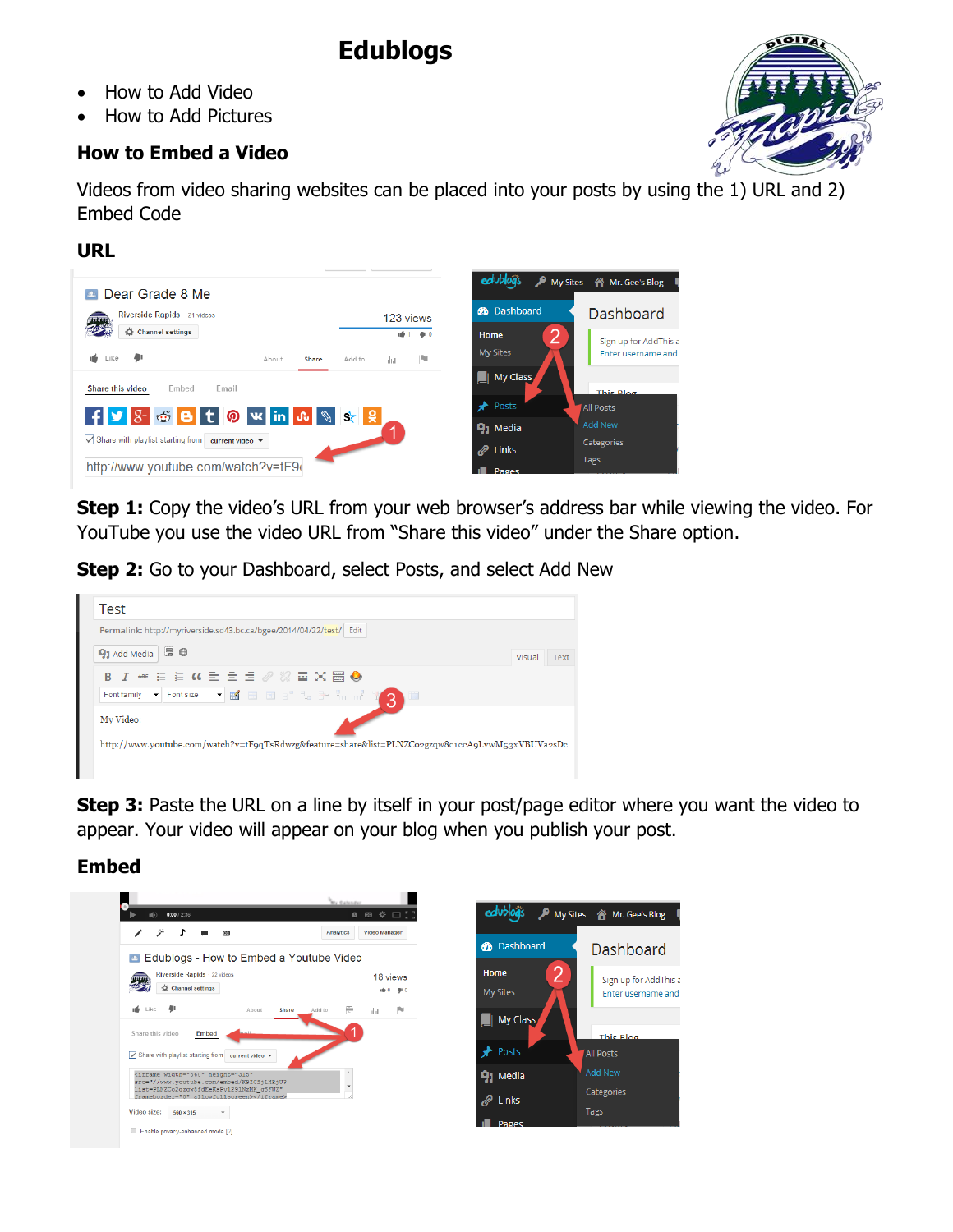# Edublogs

- How to Add Video
- How to Add Pictures

## How to Embed a Video

Videos from video sharing websites can be placed into your posts by using the 1) URL and 2) Embed Code

### URL

**Step 1:** Copy the video's URL from your web browser's address bar while viewing the video. For YouTube you use the video URL from "Share this video" under the Share option.

**Step 2:** Go to your Dashboard, select Posts, and select Add New

**Step 3:** Paste the URL on a line by itself in your post/page editor where you want the video to appear. Your video will appear on your blog when you publish your post.

### Embed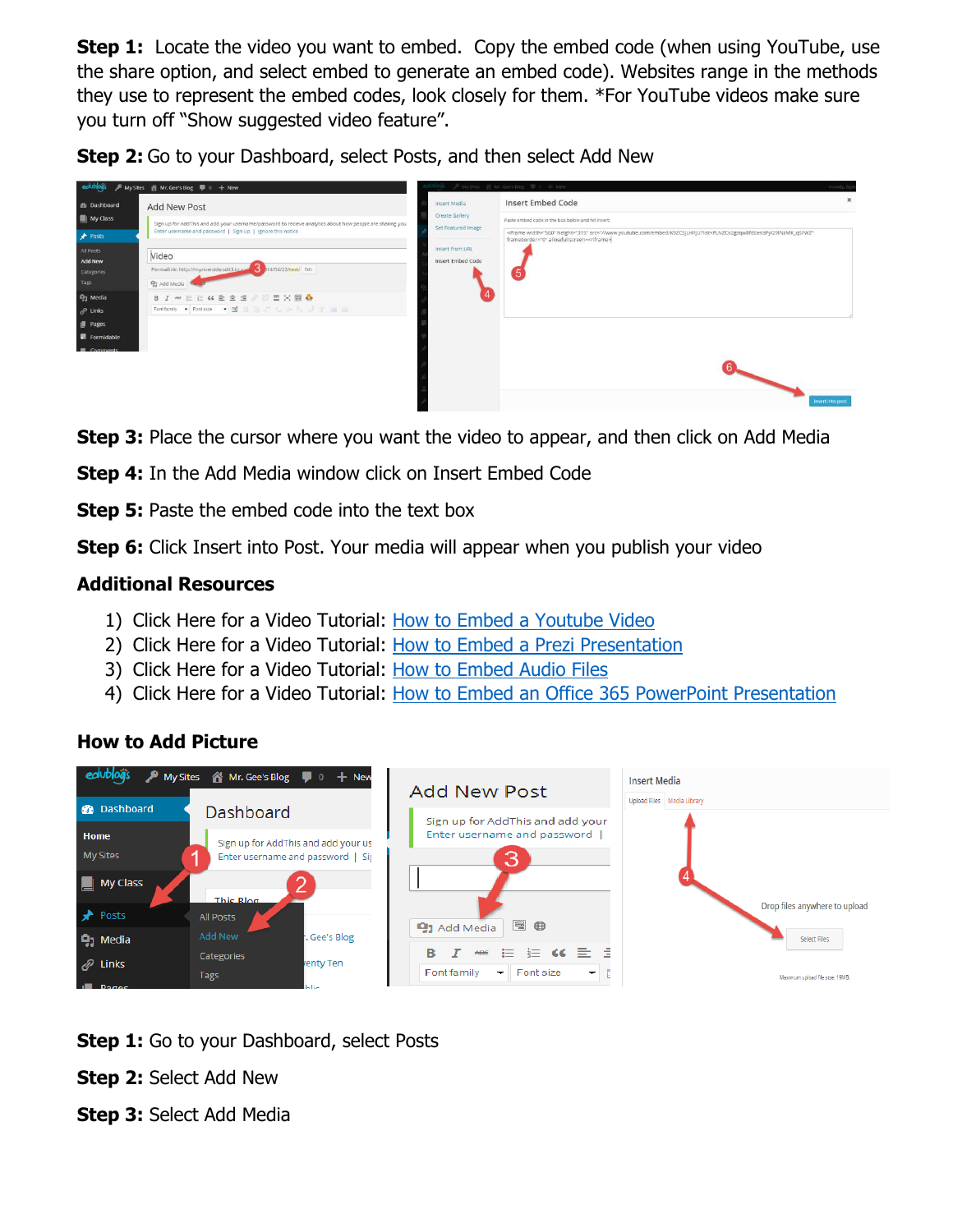**Step 1:** Locate the video you want to embed. Copy the embed code (when using YouTube, use the share option, and select embed to generate an embed code). Websites range in the methods they use to represent the embed codes, look closely for them. *For YouTube videos make sure you turn off "Show suggested video feature".

**Step 2:** Go to your Dashboard, select Posts, and then select Add New

**Step 3:** Place the cursor where you want the video to appear, and then click on Add Media

**Step 4:** In the Add Media window click on Insert Embed Code

**Step 5:** Paste the embed code into the text box

**Step 6:** Click Insert into Post. Your media will appear when you publish your video

### Additional Resources

1) Click Here for a Video Tutorial: [How to Embed a Youtube Video]
2) Click Here for a Video Tutorial: [How to Embed a Prezi Presentation]
3) Click Here for a Video Tutorial: [How to Embed Audio Files]
4) Click Here for a Video Tutorial: [How to Embed an Office 365 PowerPoint Presentation]

### How to Add Picture

**Step 1:** Go to your Dashboard, select Posts

**Step 2:** Select Add New

**Step 3:** Select Add Media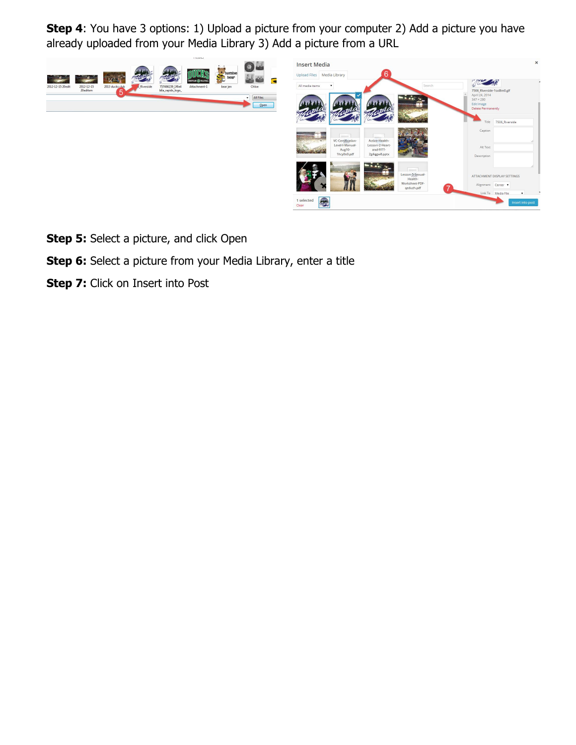**Step 4**: You have 3 options: 1) Upload a picture from your computer 2) Add a picture you have already uploaded from your Media Library 3) Add a picture from a URL

**Step 5:** Select a picture, and click Open

**Step 6:** Select a picture from your Media Library, enter a title

**Step 7:** Click on Insert into Post